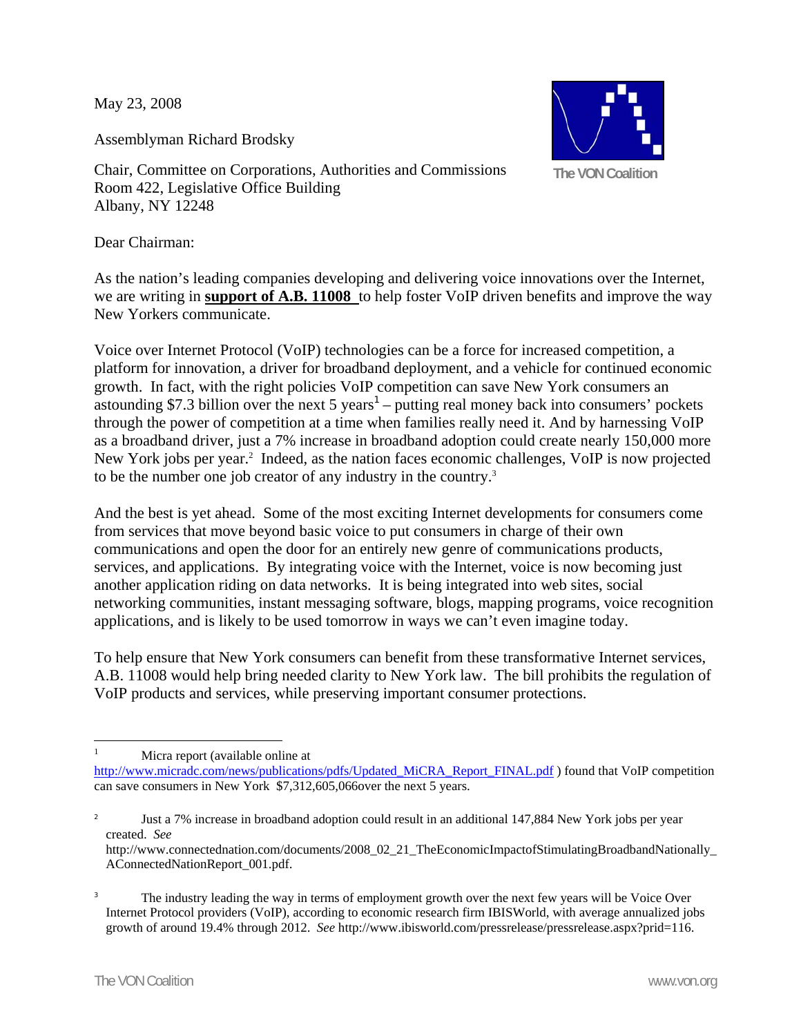May 23, 2008

The VON Coalition

Assemblyman Richard Brodsky

Chair, Committee on Corporations, Authorities and Commissions
Room 422, Legislative Office Building
Albany, NY 12248

Dear Chairman:

As the nation's leading companies developing and delivering voice innovations over the Internet, we are writing in **support of A.B. 11008** to help foster VoIP driven benefits and improve the way New Yorkers communicate.

Voice over Internet Protocol (VoIP) technologies can be a force for increased competition, a platform for innovation, a driver for broadband deployment, and a vehicle for continued economic growth. In fact, with the right policies VoIP competition can save New York consumers an astounding $7.3 billion over the next 5 years[1] – putting real money back into consumers' pockets through the power of competition at a time when families really need it. And by harnessing VoIP as a broadband driver, just a 7% increase in broadband adoption could create nearly 150,000 more New York jobs per year.[2] Indeed, as the nation faces economic challenges, VoIP is now projected to be the number one job creator of any industry in the country.[3]

And the best is yet ahead. Some of the most exciting Internet developments for consumers come from services that move beyond basic voice to put consumers in charge of their own communications and open the door for an entirely new genre of communications products, services, and applications. By integrating voice with the Internet, voice is now becoming just another application riding on data networks. It is being integrated into web sites, social networking communities, instant messaging software, blogs, mapping programs, voice recognition applications, and is likely to be used tomorrow in ways we can't even imagine today.

To help ensure that New York consumers can benefit from these transformative Internet services, A.B. 11008 would help bring needed clarity to New York law. The bill prohibits the regulation of VoIP products and services, while preserving important consumer protections.

---

[1] Micra report (available online at http://www.micradc.com/news/publications/pdfs/Updated_MiCRA_Report_FINAL.pdf ) found that VoIP competition can save consumers in New York $7,312,605,066over the next 5 years.

[2] Just a 7% increase in broadband adoption could result in an additional 147,884 New York jobs per year created. *See* http://www.connectednation.com/documents/2008_02_21_TheEconomicImpactofStimulatingBroadbandNationally_AConnectedNationReport_001.pdf.

[3] The industry leading the way in terms of employment growth over the next few years will be Voice Over Internet Protocol providers (VoIP), according to economic research firm IBISWorld, with average annualized jobs growth of around 19.4% through 2012. *See* http://www.ibisworld.com/pressrelease/pressrelease.aspx?prid=116.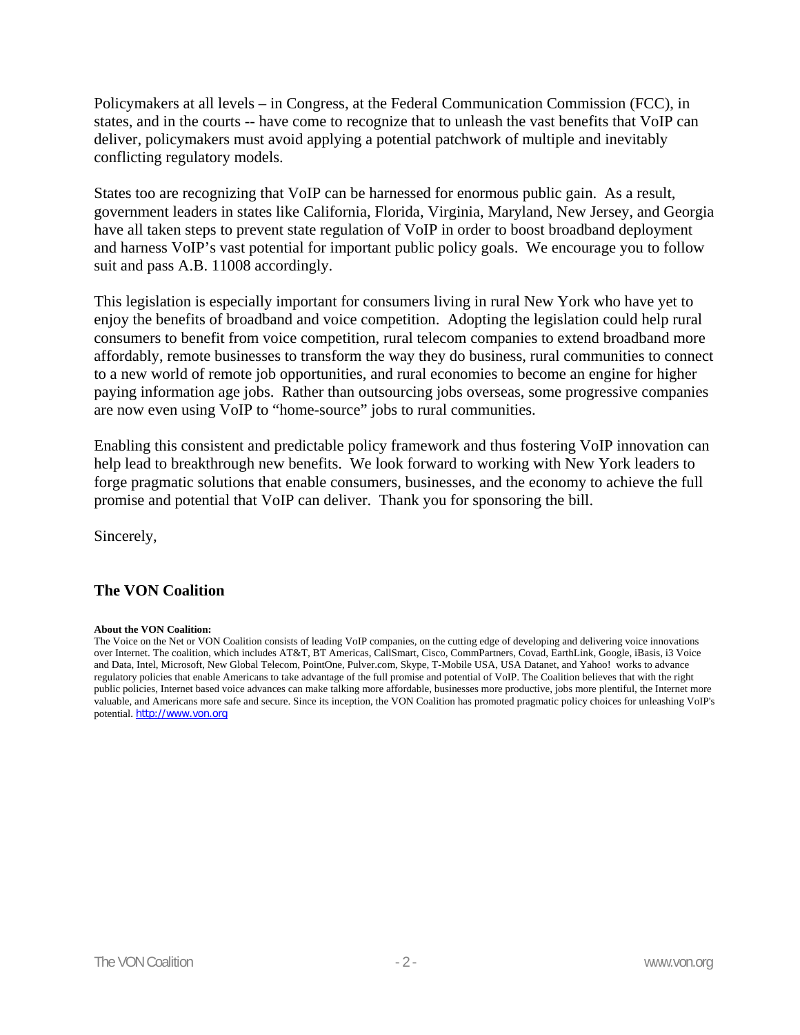Policymakers at all levels – in Congress, at the Federal Communication Commission (FCC), in states, and in the courts -- have come to recognize that to unleash the vast benefits that VoIP can deliver, policymakers must avoid applying a potential patchwork of multiple and inevitably conflicting regulatory models.

States too are recognizing that VoIP can be harnessed for enormous public gain. As a result, government leaders in states like California, Florida, Virginia, Maryland, New Jersey, and Georgia have all taken steps to prevent state regulation of VoIP in order to boost broadband deployment and harness VoIP's vast potential for important public policy goals. We encourage you to follow suit and pass A.B. 11008 accordingly.

This legislation is especially important for consumers living in rural New York who have yet to enjoy the benefits of broadband and voice competition. Adopting the legislation could help rural consumers to benefit from voice competition, rural telecom companies to extend broadband more affordably, remote businesses to transform the way they do business, rural communities to connect to a new world of remote job opportunities, and rural economies to become an engine for higher paying information age jobs. Rather than outsourcing jobs overseas, some progressive companies are now even using VoIP to "home-source" jobs to rural communities.

Enabling this consistent and predictable policy framework and thus fostering VoIP innovation can help lead to breakthrough new benefits. We look forward to working with New York leaders to forge pragmatic solutions that enable consumers, businesses, and the economy to achieve the full promise and potential that VoIP can deliver. Thank you for sponsoring the bill.

Sincerely,

**The VON Coalition**

**About the VON Coalition:**
The Voice on the Net or VON Coalition consists of leading VoIP companies, on the cutting edge of developing and delivering voice innovations over Internet. The coalition, which includes AT&T, BT Americas, CallSmart, Cisco, CommPartners, Covad, EarthLink, Google, iBasis, i3 Voice and Data, Intel, Microsoft, New Global Telecom, PointOne, Pulver.com, Skype, T-Mobile USA, USA Datanet, and Yahoo! works to advance regulatory policies that enable Americans to take advantage of the full promise and potential of VoIP. The Coalition believes that with the right public policies, Internet based voice advances can make talking more affordable, businesses more productive, jobs more plentiful, the Internet more valuable, and Americans more safe and secure. Since its inception, the VON Coalition has promoted pragmatic policy choices for unleashing VoIP's potential. http://www.von.org